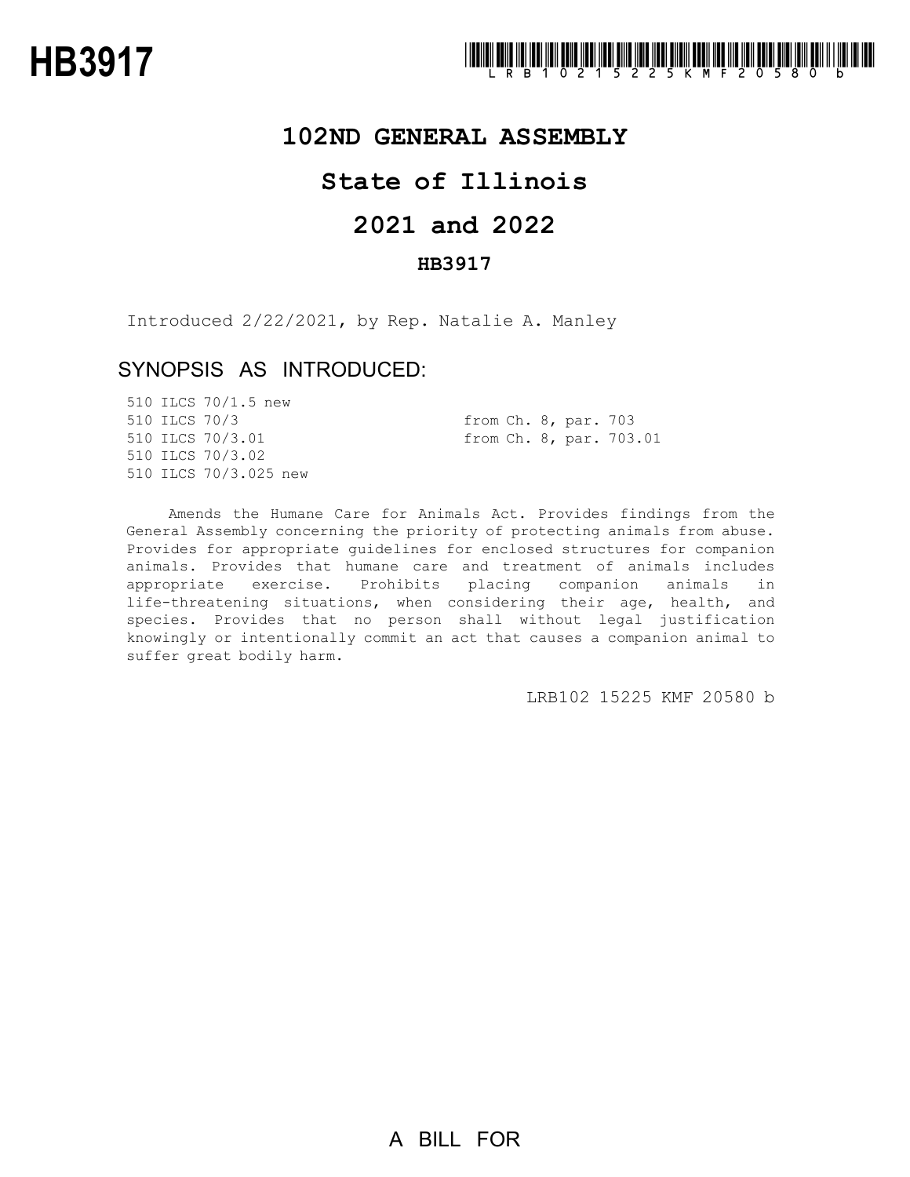# HB3917

LRB102 15225 KMF 20580 b

## 102ND GENERAL ASSEMBLY

## State of Illinois

## 2021 and 2022

### HB3917

Introduced 2/22/2021, by Rep. Natalie A. Manley

### SYNOPSIS AS INTRODUCED:

| | |
|---|---|
| 510 ILCS 70/1.5 new | |
| 510 ILCS 70/3 | from Ch. 8, par. 703 |
| 510 ILCS 70/3.01 | from Ch. 8, par. 703.01 |
| 510 ILCS 70/3.02 | |
| 510 ILCS 70/3.025 new | |

Amends the Humane Care for Animals Act. Provides findings from the General Assembly concerning the priority of protecting animals from abuse. Provides for appropriate guidelines for enclosed structures for companion animals. Provides that humane care and treatment of animals includes appropriate exercise. Prohibits placing companion animals in life-threatening situations, when considering their age, health, and species. Provides that no person shall without legal justification knowingly or intentionally commit an act that causes a companion animal to suffer great bodily harm.

LRB102 15225 KMF 20580 b

A BILL FOR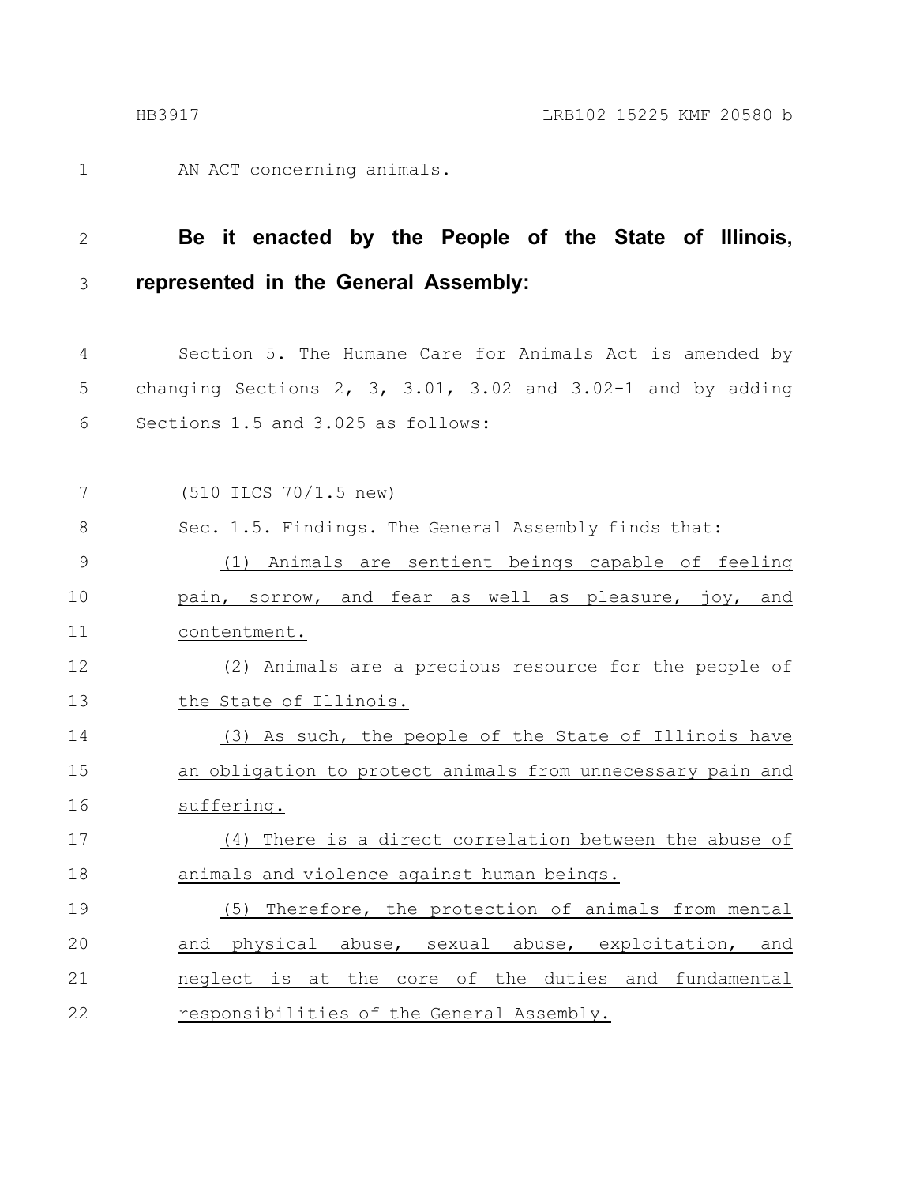AN ACT concerning animals.

**Be it enacted by the People of the State of Illinois, represented in the General Assembly:**

Section 5. The Humane Care for Animals Act is amended by changing Sections 2, 3, 3.01, 3.02 and 3.02-1 and by adding Sections 1.5 and 3.025 as follows:

(510 ILCS 70/1.5 new)

Sec. 1.5. Findings. The General Assembly finds that:

(1) Animals are sentient beings capable of feeling pain, sorrow, and fear as well as pleasure, joy, and contentment.

(2) Animals are a precious resource for the people of the State of Illinois.

(3) As such, the people of the State of Illinois have an obligation to protect animals from unnecessary pain and suffering.

(4) There is a direct correlation between the abuse of animals and violence against human beings.

(5) Therefore, the protection of animals from mental and physical abuse, sexual abuse, exploitation, and neglect is at the core of the duties and fundamental responsibilities of the General Assembly.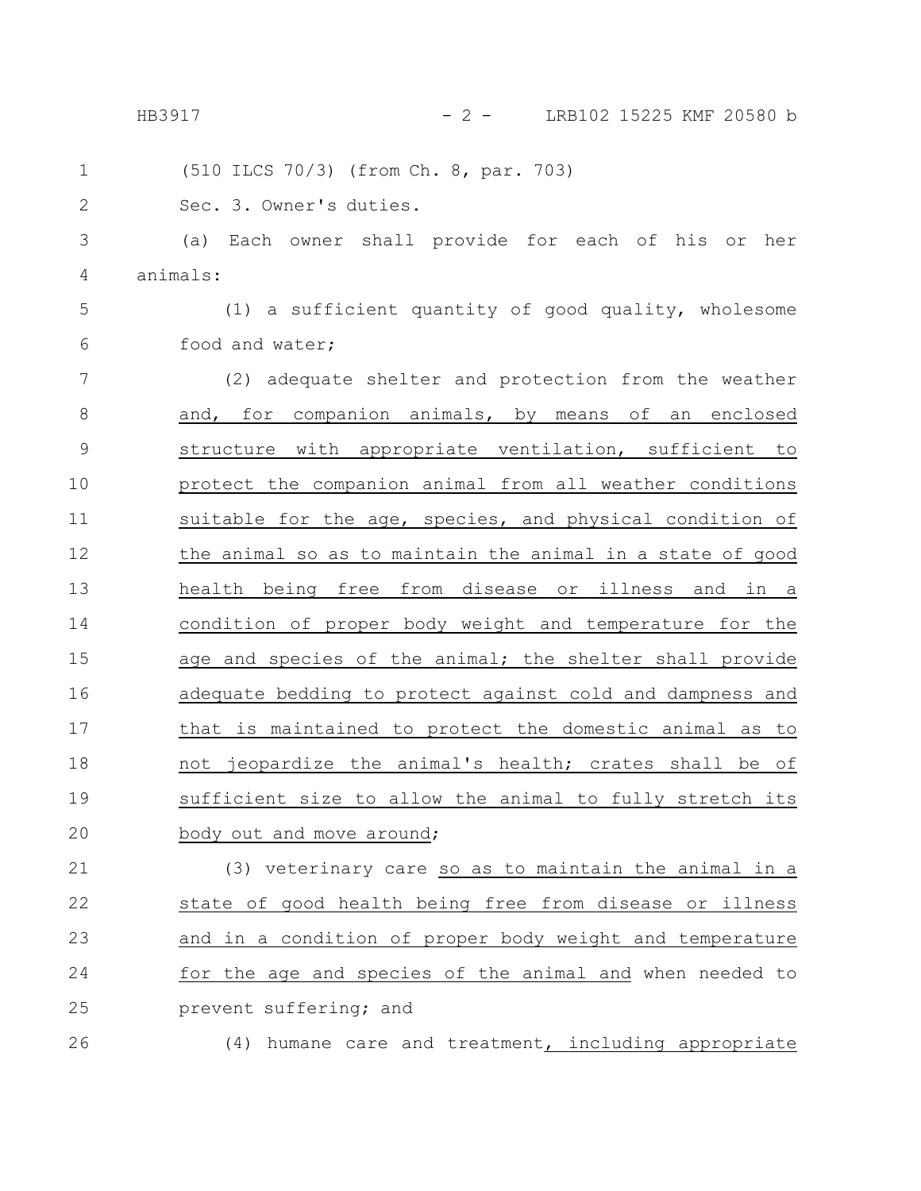(510 ILCS 70/3) (from Ch. 8, par. 703)

Sec. 3. Owner's duties.

(a) Each owner shall provide for each of his or her animals:

(1) a sufficient quantity of good quality, wholesome food and water;

(2) adequate shelter and protection from the weather and, for companion animals, by means of an enclosed structure with appropriate ventilation, sufficient to protect the companion animal from all weather conditions suitable for the age, species, and physical condition of the animal so as to maintain the animal in a state of good health being free from disease or illness and in a condition of proper body weight and temperature for the age and species of the animal; the shelter shall provide adequate bedding to protect against cold and dampness and that is maintained to protect the domestic animal as to not jeopardize the animal's health; crates shall be of sufficient size to allow the animal to fully stretch its body out and move around;

(3) veterinary care so as to maintain the animal in a state of good health being free from disease or illness and in a condition of proper body weight and temperature for the age and species of the animal and when needed to prevent suffering; and

(4) humane care and treatment, including appropriate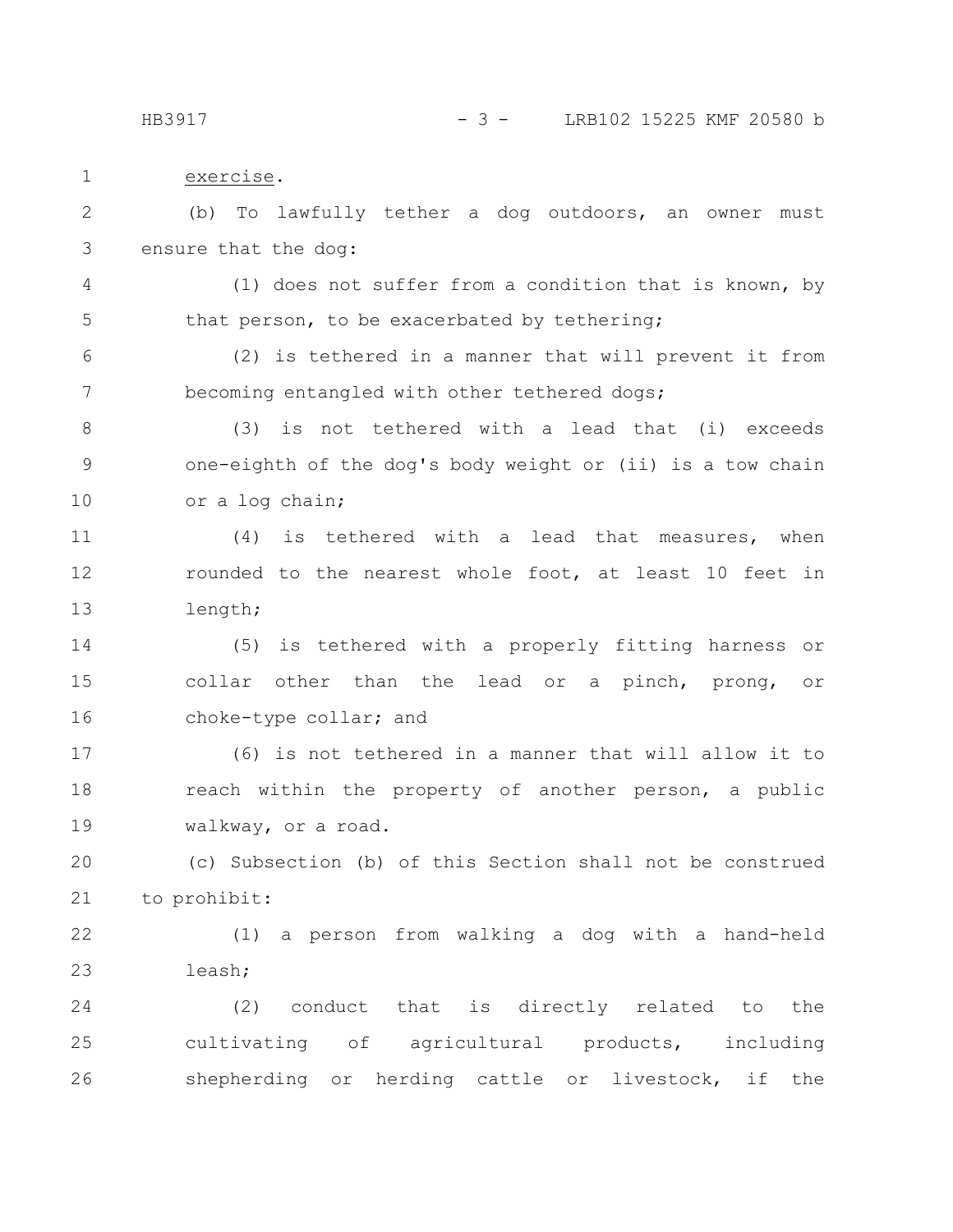exercise.

(b) To lawfully tether a dog outdoors, an owner must ensure that the dog:

(1) does not suffer from a condition that is known, by that person, to be exacerbated by tethering;

(2) is tethered in a manner that will prevent it from becoming entangled with other tethered dogs;

(3) is not tethered with a lead that (i) exceeds one-eighth of the dog's body weight or (ii) is a tow chain or a log chain;

(4) is tethered with a lead that measures, when rounded to the nearest whole foot, at least 10 feet in length;

(5) is tethered with a properly fitting harness or collar other than the lead or a pinch, prong, or choke-type collar; and

(6) is not tethered in a manner that will allow it to reach within the property of another person, a public walkway, or a road.

(c) Subsection (b) of this Section shall not be construed to prohibit:

(1) a person from walking a dog with a hand-held leash;

(2) conduct that is directly related to the cultivating of agricultural products, including shepherding or herding cattle or livestock, if the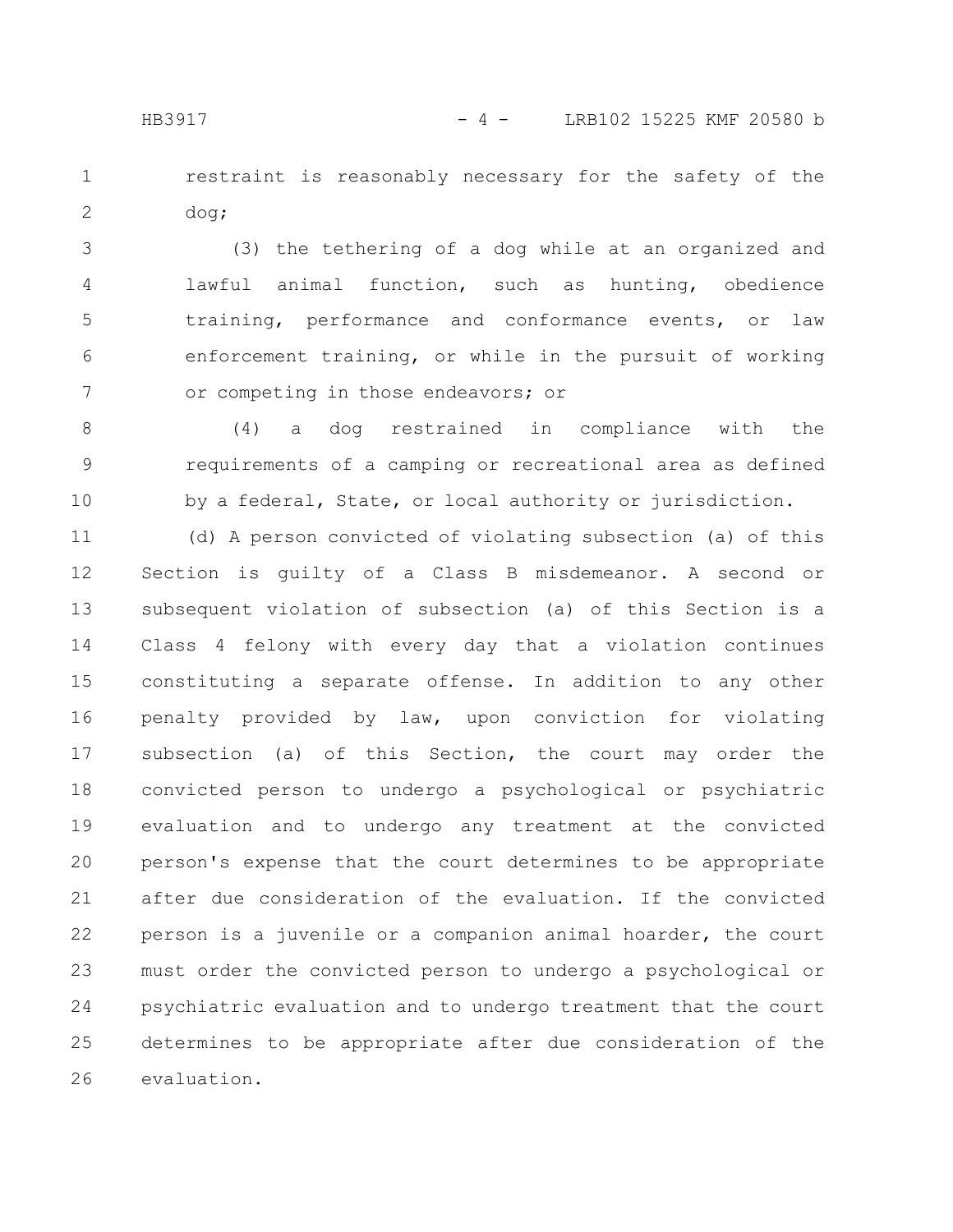restraint is reasonably necessary for the safety of the dog;

(3) the tethering of a dog while at an organized and lawful animal function, such as hunting, obedience training, performance and conformance events, or law enforcement training, or while in the pursuit of working or competing in those endeavors; or

(4) a dog restrained in compliance with the requirements of a camping or recreational area as defined by a federal, State, or local authority or jurisdiction.

(d) A person convicted of violating subsection (a) of this Section is guilty of a Class B misdemeanor. A second or subsequent violation of subsection (a) of this Section is a Class 4 felony with every day that a violation continues constituting a separate offense. In addition to any other penalty provided by law, upon conviction for violating subsection (a) of this Section, the court may order the convicted person to undergo a psychological or psychiatric evaluation and to undergo any treatment at the convicted person's expense that the court determines to be appropriate after due consideration of the evaluation. If the convicted person is a juvenile or a companion animal hoarder, the court must order the convicted person to undergo a psychological or psychiatric evaluation and to undergo treatment that the court determines to be appropriate after due consideration of the evaluation.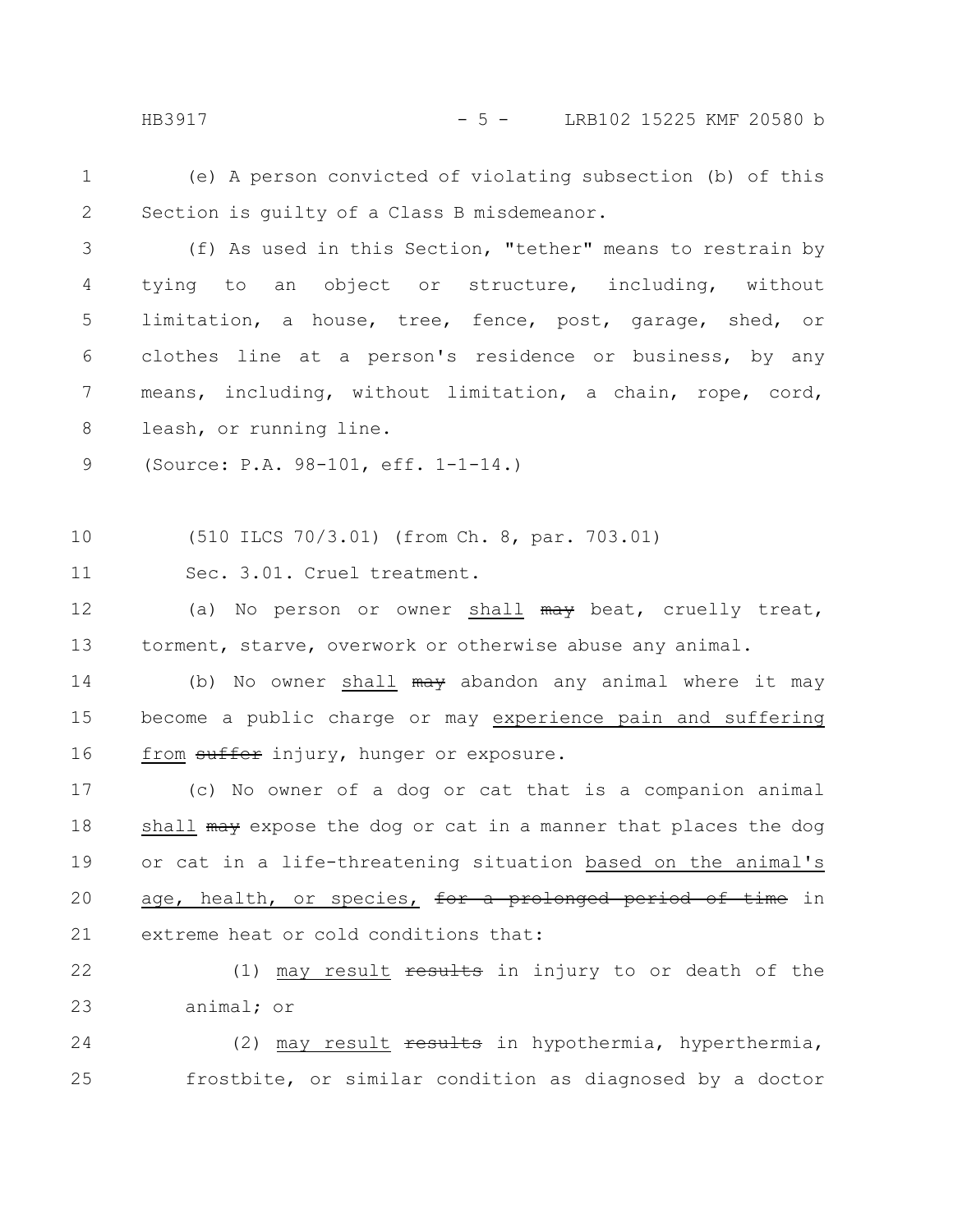(e) A person convicted of violating subsection (b) of this Section is guilty of a Class B misdemeanor.

(f) As used in this Section, "tether" means to restrain by tying to an object or structure, including, without limitation, a house, tree, fence, post, garage, shed, or clothes line at a person's residence or business, by any means, including, without limitation, a chain, rope, cord, leash, or running line.

(Source: P.A. 98-101, eff. 1-1-14.)

(510 ILCS 70/3.01) (from Ch. 8, par. 703.01)

Sec. 3.01. Cruel treatment.

(a) No person or owner <u>shall</u> ~~may~~ beat, cruelly treat, torment, starve, overwork or otherwise abuse any animal.

(b) No owner <u>shall</u> ~~may~~ abandon any animal where it may become a public charge or may <u>experience pain and suffering from</u> ~~suffer~~ injury, hunger or exposure.

(c) No owner of a dog or cat that is a companion animal <u>shall</u> ~~may~~ expose the dog or cat in a manner that places the dog or cat in a life-threatening situation <u>based on the animal's age, health, or species,</u> ~~for a prolonged period of time~~ in extreme heat or cold conditions that:

(1) <u>may result</u> ~~results~~ in injury to or death of the animal; or

(2) <u>may result</u> ~~results~~ in hypothermia, hyperthermia, frostbite, or similar condition as diagnosed by a doctor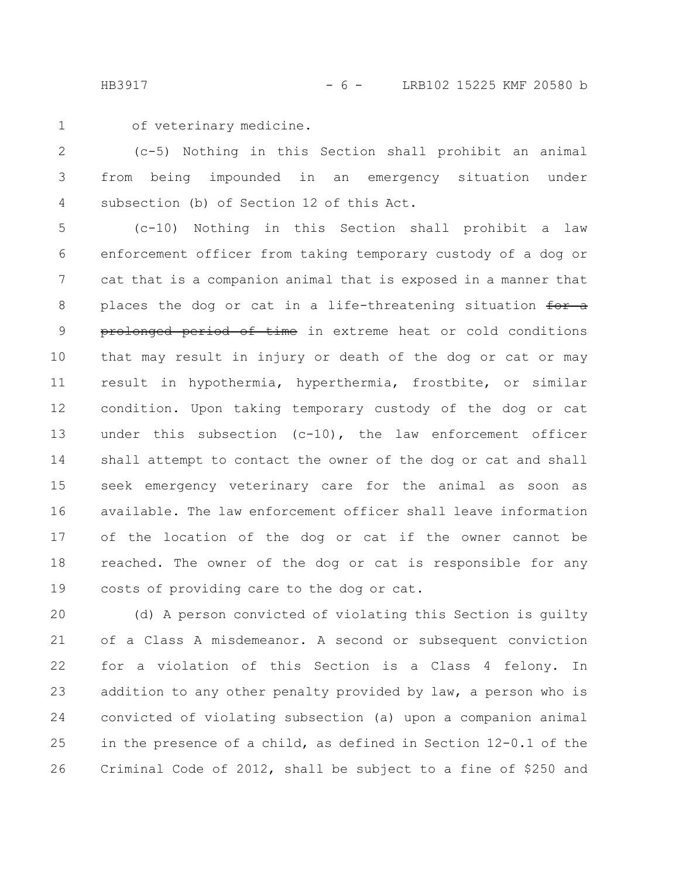of veterinary medicine.

(c-5) Nothing in this Section shall prohibit an animal from being impounded in an emergency situation under subsection (b) of Section 12 of this Act.

(c-10) Nothing in this Section shall prohibit a law enforcement officer from taking temporary custody of a dog or cat that is a companion animal that is exposed in a manner that places the dog or cat in a life-threatening situation ~~for a prolonged period of time~~ in extreme heat or cold conditions that may result in injury or death of the dog or cat or may result in hypothermia, hyperthermia, frostbite, or similar condition. Upon taking temporary custody of the dog or cat under this subsection (c-10), the law enforcement officer shall attempt to contact the owner of the dog or cat and shall seek emergency veterinary care for the animal as soon as available. The law enforcement officer shall leave information of the location of the dog or cat if the owner cannot be reached. The owner of the dog or cat is responsible for any costs of providing care to the dog or cat.

(d) A person convicted of violating this Section is guilty of a Class A misdemeanor. A second or subsequent conviction for a violation of this Section is a Class 4 felony. In addition to any other penalty provided by law, a person who is convicted of violating subsection (a) upon a companion animal in the presence of a child, as defined in Section 12-0.1 of the Criminal Code of 2012, shall be subject to a fine of $250 and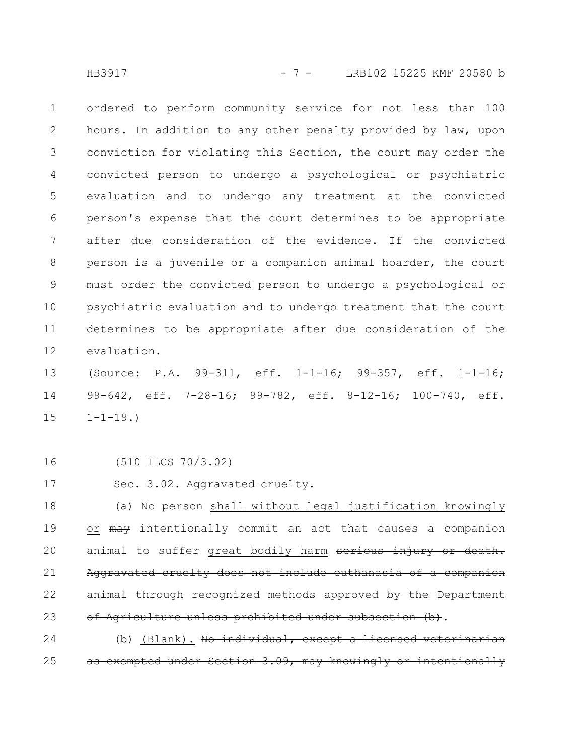ordered to perform community service for not less than 100 hours. In addition to any other penalty provided by law, upon conviction for violating this Section, the court may order the convicted person to undergo a psychological or psychiatric evaluation and to undergo any treatment at the convicted person's expense that the court determines to be appropriate after due consideration of the evidence. If the convicted person is a juvenile or a companion animal hoarder, the court must order the convicted person to undergo a psychological or psychiatric evaluation and to undergo treatment that the court determines to be appropriate after due consideration of the evaluation.

(Source: P.A. 99-311, eff. 1-1-16; 99-357, eff. 1-1-16; 99-642, eff. 7-28-16; 99-782, eff. 8-12-16; 100-740, eff. 1-1-19.)

(510 ILCS 70/3.02)

Sec. 3.02. Aggravated cruelty.

(a) No person <u>shall without legal justification knowingly or</u> ~~may~~ intentionally commit an act that causes a companion animal to suffer <u>great bodily harm</u> ~~serious injury or death. Aggravated cruelty does not include euthanasia of a companion animal through recognized methods approved by the Department of Agriculture unless prohibited under subsection (b)~~.

(b) <u>(Blank).</u> ~~No individual, except a licensed veterinarian as exempted under Section 3.09, may knowingly or intentionally~~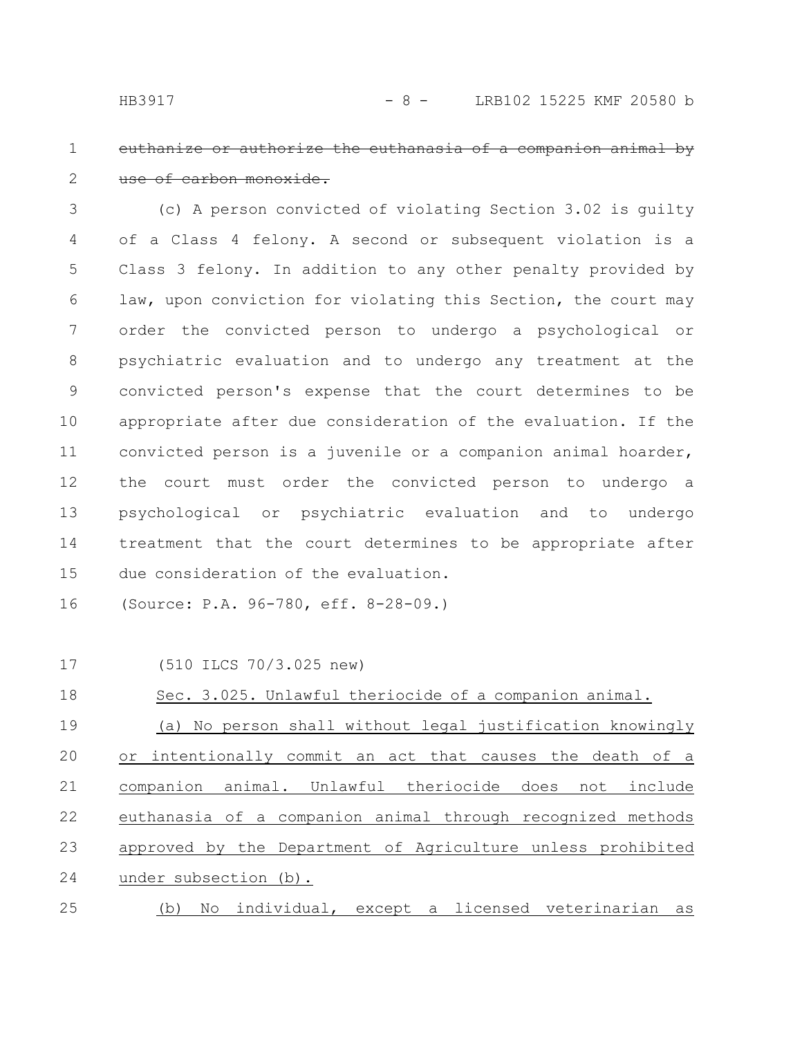~~euthanize or authorize the euthanasia of a companion animal by use of carbon monoxide.~~

(c) A person convicted of violating Section 3.02 is guilty of a Class 4 felony. A second or subsequent violation is a Class 3 felony. In addition to any other penalty provided by law, upon conviction for violating this Section, the court may order the convicted person to undergo a psychological or psychiatric evaluation and to undergo any treatment at the convicted person's expense that the court determines to be appropriate after due consideration of the evaluation. If the convicted person is a juvenile or a companion animal hoarder, the court must order the convicted person to undergo a psychological or psychiatric evaluation and to undergo treatment that the court determines to be appropriate after due consideration of the evaluation.

(Source: P.A. 96-780, eff. 8-28-09.)

(510 ILCS 70/3.025 new)

<u>Sec. 3.025. Unlawful theriocide of a companion animal.</u>

<u>(a) No person shall without legal justification knowingly or intentionally commit an act that causes the death of a companion animal. Unlawful theriocide does not include euthanasia of a companion animal through recognized methods approved by the Department of Agriculture unless prohibited under subsection (b).</u>

<u>(b) No individual, except a licensed veterinarian as</u>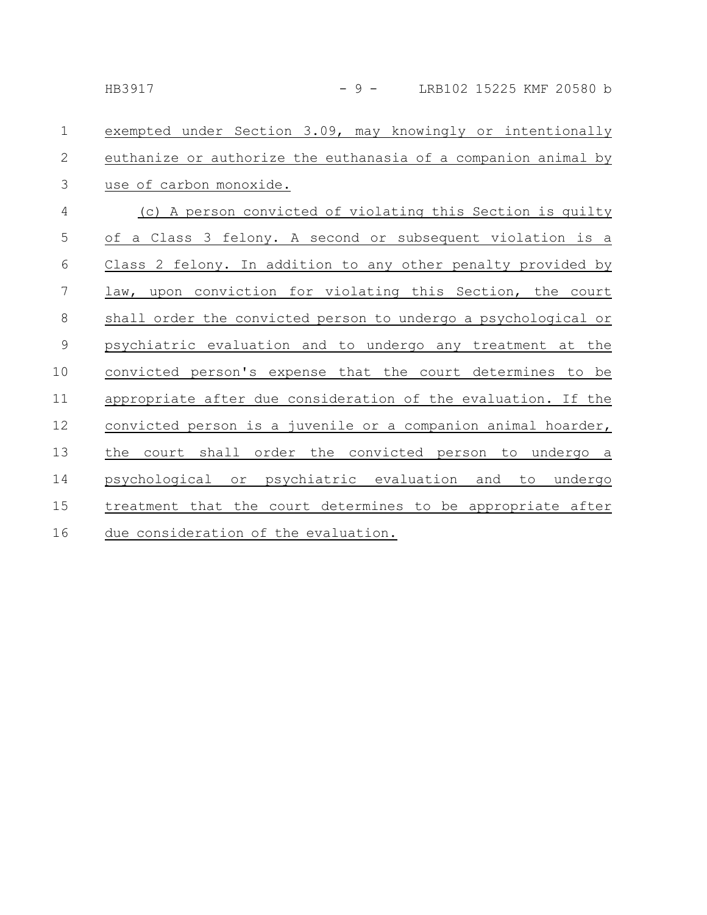exempted under Section 3.09, may knowingly or intentionally euthanize or authorize the euthanasia of a companion animal by use of carbon monoxide.

(c) A person convicted of violating this Section is guilty of a Class 3 felony. A second or subsequent violation is a Class 2 felony. In addition to any other penalty provided by law, upon conviction for violating this Section, the court shall order the convicted person to undergo a psychological or psychiatric evaluation and to undergo any treatment at the convicted person's expense that the court determines to be appropriate after due consideration of the evaluation. If the convicted person is a juvenile or a companion animal hoarder, the court shall order the convicted person to undergo a psychological or psychiatric evaluation and to undergo treatment that the court determines to be appropriate after due consideration of the evaluation.